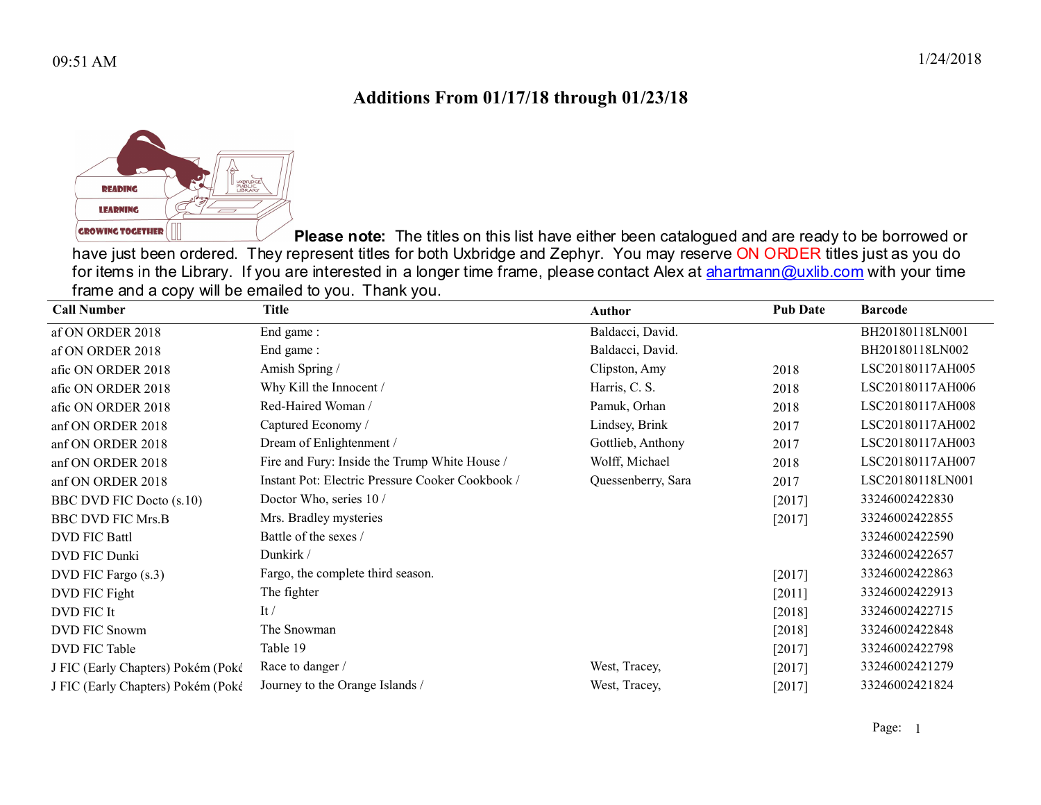09:51 AM 1/24/2018

# Additions From 01/17/18 through 01/23/18

READING
LEARNING
GROWING TOGETHER

**Please note:** The titles on this list have either been catalogued and are ready to be borrowed or have just been ordered. They represent titles for both Uxbridge and Zephyr. You may reserve ON ORDER titles just as you do for items in the Library. If you are interested in a longer time frame, please contact Alex at ahartmann@uxlib.com with your time frame and a copy will be emailed to you. Thank you.

| Call Number | Title | Author | Pub Date | Barcode |
|---|---|---|---|---|
| af ON ORDER 2018 | End game : | Baldacci, David. | | BH20180118LN001 |
| af ON ORDER 2018 | End game : | Baldacci, David. | | BH20180118LN002 |
| afic ON ORDER 2018 | Amish Spring / | Clipston, Amy | 2018 | LSC20180117AH005 |
| afic ON ORDER 2018 | Why Kill the Innocent / | Harris, C. S. | 2018 | LSC20180117AH006 |
| afic ON ORDER 2018 | Red-Haired Woman / | Pamuk, Orhan | 2018 | LSC20180117AH008 |
| anf ON ORDER 2018 | Captured Economy / | Lindsey, Brink | 2017 | LSC20180117AH002 |
| anf ON ORDER 2018 | Dream of Enlightenment / | Gottlieb, Anthony | 2017 | LSC20180117AH003 |
| anf ON ORDER 2018 | Fire and Fury: Inside the Trump White House / | Wolff, Michael | 2018 | LSC20180117AH007 |
| anf ON ORDER 2018 | Instant Pot: Electric Pressure Cooker Cookbook / | Quessenberry, Sara | 2017 | LSC20180118LN001 |
| BBC DVD FIC Docto (s.10) | Doctor Who, series 10 / | | [2017] | 33246002422830 |
| BBC DVD FIC Mrs.B | Mrs. Bradley mysteries | | [2017] | 33246002422855 |
| DVD FIC Battl | Battle of the sexes / | | | 33246002422590 |
| DVD FIC Dunki | Dunkirk / | | | 33246002422657 |
| DVD FIC Fargo (s.3) | Fargo, the complete third season. | | [2017] | 33246002422863 |
| DVD FIC Fight | The fighter | | [2011] | 33246002422913 |
| DVD FIC It | It / | | [2018] | 33246002422715 |
| DVD FIC Snowm | The Snowman | | [2018] | 33246002422848 |
| DVD FIC Table | Table 19 | | [2017] | 33246002422798 |
| J FIC (Early Chapters) Pokém (Poké | Race to danger / | West, Tracey, | [2017] | 33246002421279 |
| J FIC (Early Chapters) Pokém (Poké | Journey to the Orange Islands / | West, Tracey, | [2017] | 33246002421824 |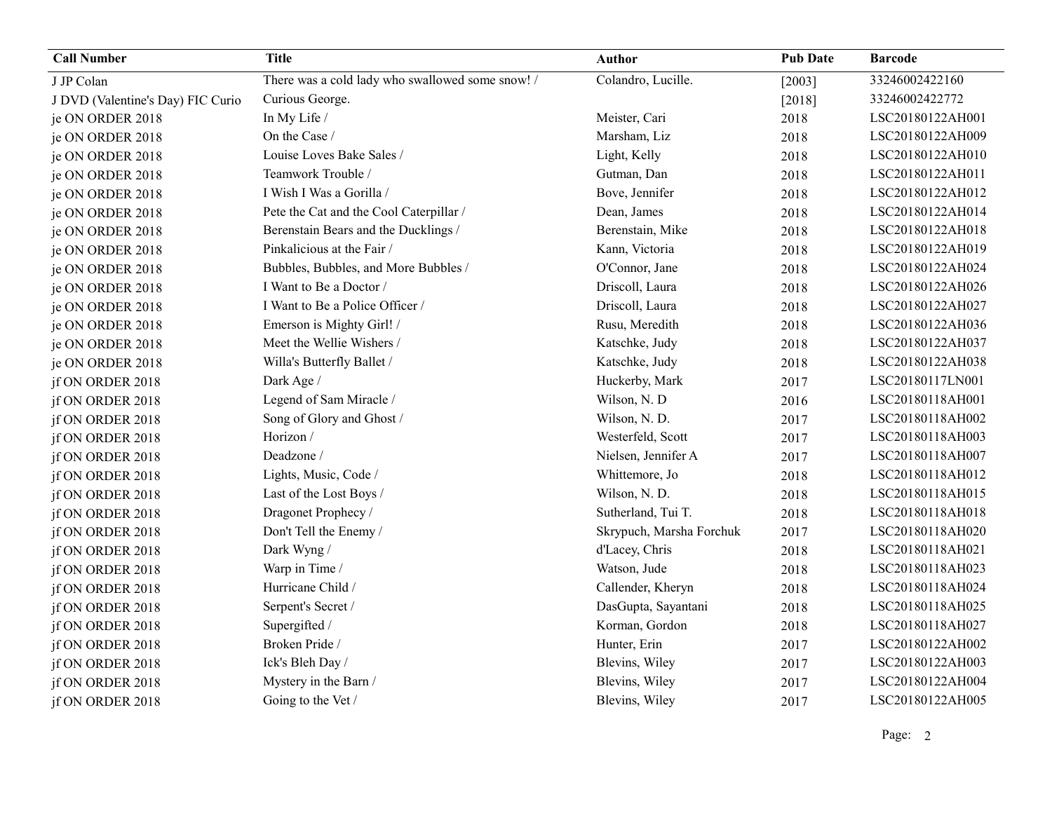| Call Number | Title | Author | Pub Date | Barcode |
|---|---|---|---|---|
| J JP Colan | There was a cold lady who swallowed some snow! / | Colandro, Lucille. | [2003] | 33246002422160 |
| J DVD (Valentine's Day) FIC Curio | Curious George. | | [2018] | 33246002422772 |
| je ON ORDER 2018 | In My Life / | Meister, Cari | 2018 | LSC20180122AH001 |
| je ON ORDER 2018 | On the Case / | Marsham, Liz | 2018 | LSC20180122AH009 |
| je ON ORDER 2018 | Louise Loves Bake Sales / | Light, Kelly | 2018 | LSC20180122AH010 |
| je ON ORDER 2018 | Teamwork Trouble / | Gutman, Dan | 2018 | LSC20180122AH011 |
| je ON ORDER 2018 | I Wish I Was a Gorilla / | Bove, Jennifer | 2018 | LSC20180122AH012 |
| je ON ORDER 2018 | Pete the Cat and the Cool Caterpillar / | Dean, James | 2018 | LSC20180122AH014 |
| je ON ORDER 2018 | Berenstain Bears and the Ducklings / | Berenstain, Mike | 2018 | LSC20180122AH018 |
| je ON ORDER 2018 | Pinkalicious at the Fair / | Kann, Victoria | 2018 | LSC20180122AH019 |
| je ON ORDER 2018 | Bubbles, Bubbles, and More Bubbles / | O'Connor, Jane | 2018 | LSC20180122AH024 |
| je ON ORDER 2018 | I Want to Be a Doctor / | Driscoll, Laura | 2018 | LSC20180122AH026 |
| je ON ORDER 2018 | I Want to Be a Police Officer / | Driscoll, Laura | 2018 | LSC20180122AH027 |
| je ON ORDER 2018 | Emerson is Mighty Girl! / | Rusu, Meredith | 2018 | LSC20180122AH036 |
| je ON ORDER 2018 | Meet the Wellie Wishers / | Katschke, Judy | 2018 | LSC20180122AH037 |
| je ON ORDER 2018 | Willa's Butterfly Ballet / | Katschke, Judy | 2018 | LSC20180122AH038 |
| jf ON ORDER 2018 | Dark Age / | Huckerby, Mark | 2017 | LSC20180117LN001 |
| jf ON ORDER 2018 | Legend of Sam Miracle / | Wilson, N. D | 2016 | LSC20180118AH001 |
| jf ON ORDER 2018 | Song of Glory and Ghost / | Wilson, N. D. | 2017 | LSC20180118AH002 |
| jf ON ORDER 2018 | Horizon / | Westerfeld, Scott | 2017 | LSC20180118AH003 |
| jf ON ORDER 2018 | Deadzone / | Nielsen, Jennifer A | 2017 | LSC20180118AH007 |
| jf ON ORDER 2018 | Lights, Music, Code / | Whittemore, Jo | 2018 | LSC20180118AH012 |
| jf ON ORDER 2018 | Last of the Lost Boys / | Wilson, N. D. | 2018 | LSC20180118AH015 |
| jf ON ORDER 2018 | Dragonet Prophecy / | Sutherland, Tui T. | 2018 | LSC20180118AH018 |
| jf ON ORDER 2018 | Don't Tell the Enemy / | Skrypuch, Marsha Forchuk | 2017 | LSC20180118AH020 |
| jf ON ORDER 2018 | Dark Wyng / | d'Lacey, Chris | 2018 | LSC20180118AH021 |
| jf ON ORDER 2018 | Warp in Time / | Watson, Jude | 2018 | LSC20180118AH023 |
| jf ON ORDER 2018 | Hurricane Child / | Callender, Kheryn | 2018 | LSC20180118AH024 |
| jf ON ORDER 2018 | Serpent's Secret / | DasGupta, Sayantani | 2018 | LSC20180118AH025 |
| jf ON ORDER 2018 | Supergifted / | Korman, Gordon | 2018 | LSC20180118AH027 |
| jf ON ORDER 2018 | Broken Pride / | Hunter, Erin | 2017 | LSC20180122AH002 |
| jf ON ORDER 2018 | Ick's Bleh Day / | Blevins, Wiley | 2017 | LSC20180122AH003 |
| jf ON ORDER 2018 | Mystery in the Barn / | Blevins, Wiley | 2017 | LSC20180122AH004 |
| jf ON ORDER 2018 | Going to the Vet / | Blevins, Wiley | 2017 | LSC20180122AH005 |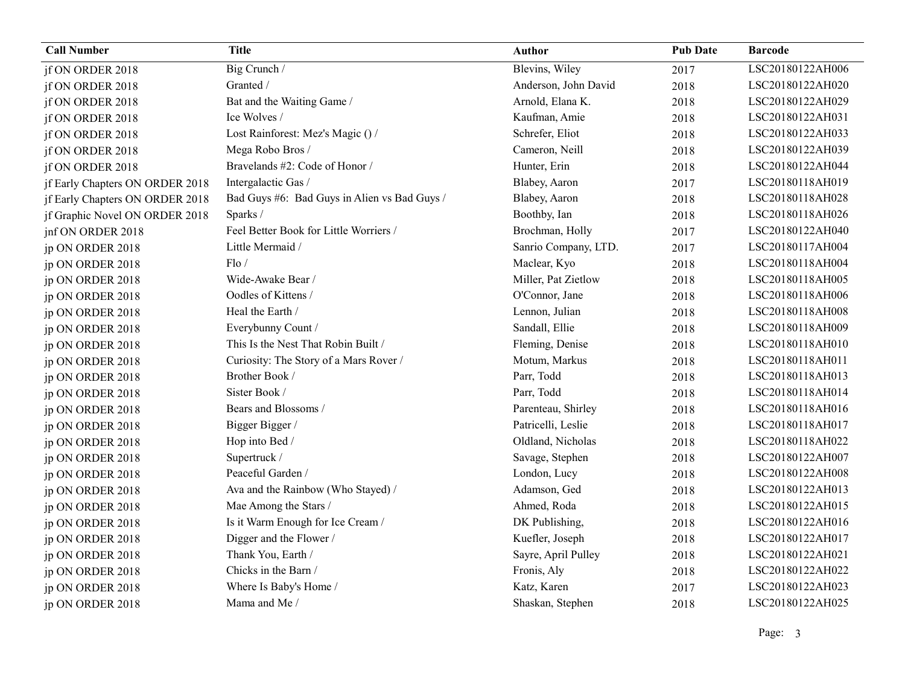| Call Number | Title | Author | Pub Date | Barcode |
|---|---|---|---|---|
| jf ON ORDER 2018 | Big Crunch / | Blevins, Wiley | 2017 | LSC20180122AH006 |
| jf ON ORDER 2018 | Granted / | Anderson, John David | 2018 | LSC20180122AH020 |
| jf ON ORDER 2018 | Bat and the Waiting Game / | Arnold, Elana K. | 2018 | LSC20180122AH029 |
| jf ON ORDER 2018 | Ice Wolves / | Kaufman, Amie | 2018 | LSC20180122AH031 |
| jf ON ORDER 2018 | Lost Rainforest: Mez's Magic () / | Schrefer, Eliot | 2018 | LSC20180122AH033 |
| jf ON ORDER 2018 | Mega Robo Bros / | Cameron, Neill | 2018 | LSC20180122AH039 |
| jf ON ORDER 2018 | Bravelands #2: Code of Honor / | Hunter, Erin | 2018 | LSC20180122AH044 |
| jf Early Chapters ON ORDER 2018 | Intergalactic Gas / | Blabey, Aaron | 2017 | LSC20180118AH019 |
| jf Early Chapters ON ORDER 2018 | Bad Guys #6: Bad Guys in Alien vs Bad Guys / | Blabey, Aaron | 2018 | LSC20180118AH028 |
| jf Graphic Novel ON ORDER 2018 | Sparks / | Boothby, Ian | 2018 | LSC20180118AH026 |
| jnf ON ORDER 2018 | Feel Better Book for Little Worriers / | Brochman, Holly | 2017 | LSC20180122AH040 |
| jp ON ORDER 2018 | Little Mermaid / | Sanrio Company, LTD. | 2017 | LSC20180117AH004 |
| jp ON ORDER 2018 | Flo / | Maclear, Kyo | 2018 | LSC20180118AH004 |
| jp ON ORDER 2018 | Wide-Awake Bear / | Miller, Pat Zietlow | 2018 | LSC20180118AH005 |
| jp ON ORDER 2018 | Oodles of Kittens / | O'Connor, Jane | 2018 | LSC20180118AH006 |
| jp ON ORDER 2018 | Heal the Earth / | Lennon, Julian | 2018 | LSC20180118AH008 |
| jp ON ORDER 2018 | Everybunny Count / | Sandall, Ellie | 2018 | LSC20180118AH009 |
| jp ON ORDER 2018 | This Is the Nest That Robin Built / | Fleming, Denise | 2018 | LSC20180118AH010 |
| jp ON ORDER 2018 | Curiosity: The Story of a Mars Rover / | Motum, Markus | 2018 | LSC20180118AH011 |
| jp ON ORDER 2018 | Brother Book / | Parr, Todd | 2018 | LSC20180118AH013 |
| jp ON ORDER 2018 | Sister Book / | Parr, Todd | 2018 | LSC20180118AH014 |
| jp ON ORDER 2018 | Bears and Blossoms / | Parenteau, Shirley | 2018 | LSC20180118AH016 |
| jp ON ORDER 2018 | Bigger Bigger / | Patricelli, Leslie | 2018 | LSC20180118AH017 |
| jp ON ORDER 2018 | Hop into Bed / | Oldland, Nicholas | 2018 | LSC20180118AH022 |
| jp ON ORDER 2018 | Supertruck / | Savage, Stephen | 2018 | LSC20180122AH007 |
| jp ON ORDER 2018 | Peaceful Garden / | London, Lucy | 2018 | LSC20180122AH008 |
| jp ON ORDER 2018 | Ava and the Rainbow (Who Stayed) / | Adamson, Ged | 2018 | LSC20180122AH013 |
| jp ON ORDER 2018 | Mae Among the Stars / | Ahmed, Roda | 2018 | LSC20180122AH015 |
| jp ON ORDER 2018 | Is it Warm Enough for Ice Cream / | DK Publishing, | 2018 | LSC20180122AH016 |
| jp ON ORDER 2018 | Digger and the Flower / | Kuefler, Joseph | 2018 | LSC20180122AH017 |
| jp ON ORDER 2018 | Thank You, Earth / | Sayre, April Pulley | 2018 | LSC20180122AH021 |
| jp ON ORDER 2018 | Chicks in the Barn / | Fronis, Aly | 2018 | LSC20180122AH022 |
| jp ON ORDER 2018 | Where Is Baby's Home / | Katz, Karen | 2017 | LSC20180122AH023 |
| jp ON ORDER 2018 | Mama and Me / | Shaskan, Stephen | 2018 | LSC20180122AH025 |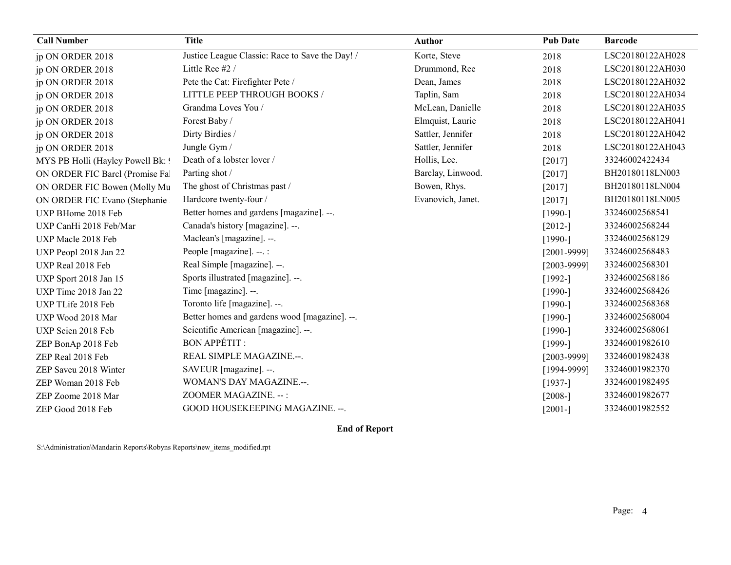| Call Number | Title | Author | Pub Date | Barcode |
| --- | --- | --- | --- | --- |
| jp ON ORDER 2018 | Justice League Classic: Race to Save the Day! / | Korte, Steve | 2018 | LSC20180122AH028 |
| jp ON ORDER 2018 | Little Ree #2 / | Drummond, Ree | 2018 | LSC20180122AH030 |
| jp ON ORDER 2018 | Pete the Cat: Firefighter Pete / | Dean, James | 2018 | LSC20180122AH032 |
| jp ON ORDER 2018 | LITTLE PEEP THROUGH BOOKS / | Taplin, Sam | 2018 | LSC20180122AH034 |
| jp ON ORDER 2018 | Grandma Loves You / | McLean, Danielle | 2018 | LSC20180122AH035 |
| jp ON ORDER 2018 | Forest Baby / | Elmquist, Laurie | 2018 | LSC20180122AH041 |
| jp ON ORDER 2018 | Dirty Birdies / | Sattler, Jennifer | 2018 | LSC20180122AH042 |
| jp ON ORDER 2018 | Jungle Gym / | Sattler, Jennifer | 2018 | LSC20180122AH043 |
| MYS PB Holli (Hayley Powell Bk: 9 | Death of a lobster lover / | Hollis, Lee. | [2017] | 33246002422434 |
| ON ORDER FIC Barcl (Promise Fal | Parting shot / | Barclay, Linwood. | [2017] | BH20180118LN003 |
| ON ORDER FIC Bowen (Molly Mu | The ghost of Christmas past / | Bowen, Rhys. | [2017] | BH20180118LN004 |
| ON ORDER FIC Evano (Stephanie | Hardcore twenty-four / | Evanovich, Janet. | [2017] | BH20180118LN005 |
| UXP BHome 2018 Feb | Better homes and gardens [magazine]. --. | | [1990-] | 33246002568541 |
| UXP CanHi 2018 Feb/Mar | Canada's history [magazine]. --. | | [2012-] | 33246002568244 |
| UXP Macle 2018 Feb | Maclean's [magazine]. --. | | [1990-] | 33246002568129 |
| UXP Peopl 2018 Jan 22 | People [magazine]. --. : | | [2001-9999] | 33246002568483 |
| UXP Real 2018 Feb | Real Simple [magazine]. --. | | [2003-9999] | 33246002568301 |
| UXP Sport 2018 Jan 15 | Sports illustrated [magazine]. --. | | [1992-] | 33246002568186 |
| UXP Time 2018 Jan 22 | Time [magazine]. --. | | [1990-] | 33246002568426 |
| UXP TLife 2018 Feb | Toronto life [magazine]. --. | | [1990-] | 33246002568368 |
| UXP Wood 2018 Mar | Better homes and gardens wood [magazine]. --. | | [1990-] | 33246002568004 |
| UXP Scien 2018 Feb | Scientific American [magazine]. --. | | [1990-] | 33246002568061 |
| ZEP BonAp 2018 Feb | BON APPÉTIT : | | [1999-] | 33246001982610 |
| ZEP Real 2018 Feb | REAL SIMPLE MAGAZINE.--. | | [2003-9999] | 33246001982438 |
| ZEP Saveu 2018 Winter | SAVEUR [magazine]. --. | | [1994-9999] | 33246001982370 |
| ZEP Woman 2018 Feb | WOMAN'S DAY MAGAZINE.--. | | [1937-] | 33246001982495 |
| ZEP Zoome 2018 Mar | ZOOMER MAGAZINE. -- : | | [2008-] | 33246001982677 |
| ZEP Good 2018 Feb | GOOD HOUSEKEEPING MAGAZINE. --. | | [2001-] | 33246001982552 |

**End of Report**

S:\Administration\Mandarin Reports\Robyns Reports\new_items_modified.rpt